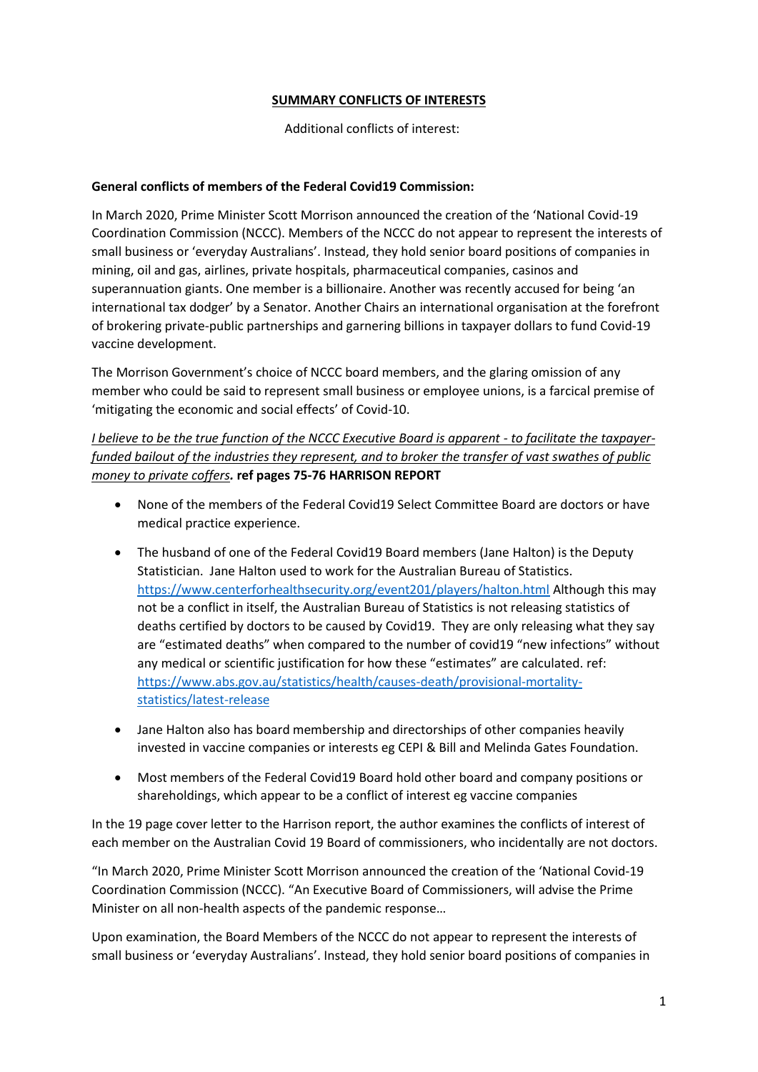**<u>SUMMARY CONFLICTS OF INTERESTS</u>**

Additional conflicts of interest:

**General conflicts of members of the Federal Covid19 Commission:**

In March 2020, Prime Minister Scott Morrison announced the creation of the 'National Covid-19 Coordination Commission (NCCC). Members of the NCCC do not appear to represent the interests of small business or 'everyday Australians'. Instead, they hold senior board positions of companies in mining, oil and gas, airlines, private hospitals, pharmaceutical companies, casinos and superannuation giants. One member is a billionaire. Another was recently accused for being 'an international tax dodger' by a Senator. Another Chairs an international organisation at the forefront of brokering private-public partnerships and garnering billions in taxpayer dollars to fund Covid-19 vaccine development.

The Morrison Government's choice of NCCC board members, and the glaring omission of any member who could be said to represent small business or employee unions, is a farcical premise of 'mitigating the economic and social effects' of Covid-10.

*<u>I believe to be the true function of the NCCC Executive Board is apparent - to facilitate the taxpayer-funded bailout of the industries they represent, and to broker the transfer of vast swathes of public money to private coffers</u>*. **ref pages 75-76 HARRISON REPORT**

- None of the members of the Federal Covid19 Select Committee Board are doctors or have medical practice experience.
- The husband of one of the Federal Covid19 Board members (Jane Halton) is the Deputy Statistician. Jane Halton used to work for the Australian Bureau of Statistics. https://www.centerforhealthsecurity.org/event201/players/halton.html Although this may not be a conflict in itself, the Australian Bureau of Statistics is not releasing statistics of deaths certified by doctors to be caused by Covid19. They are only releasing what they say are "estimated deaths" when compared to the number of covid19 "new infections" without any medical or scientific justification for how these "estimates" are calculated. ref: https://www.abs.gov.au/statistics/health/causes-death/provisional-mortality-statistics/latest-release
- Jane Halton also has board membership and directorships of other companies heavily invested in vaccine companies or interests eg CEPI & Bill and Melinda Gates Foundation.
- Most members of the Federal Covid19 Board hold other board and company positions or shareholdings, which appear to be a conflict of interest eg vaccine companies

In the 19 page cover letter to the Harrison report, the author examines the conflicts of interest of each member on the Australian Covid 19 Board of commissioners, who incidentally are not doctors.

"In March 2020, Prime Minister Scott Morrison announced the creation of the 'National Covid-19 Coordination Commission (NCCC). "An Executive Board of Commissioners, will advise the Prime Minister on all non-health aspects of the pandemic response…

Upon examination, the Board Members of the NCCC do not appear to represent the interests of small business or 'everyday Australians'. Instead, they hold senior board positions of companies in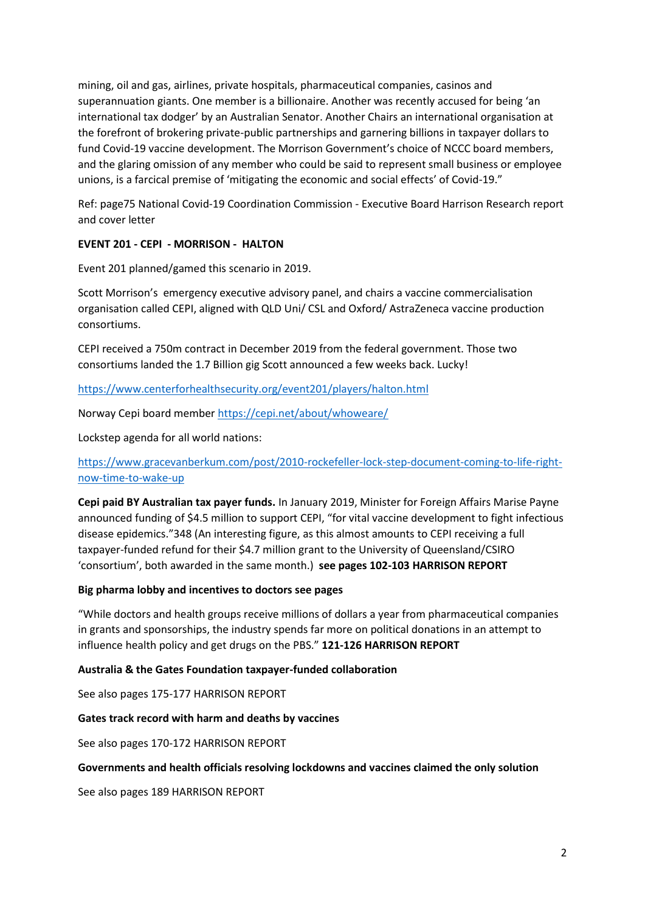mining, oil and gas, airlines, private hospitals, pharmaceutical companies, casinos and superannuation giants. One member is a billionaire. Another was recently accused for being 'an international tax dodger' by an Australian Senator. Another Chairs an international organisation at the forefront of brokering private-public partnerships and garnering billions in taxpayer dollars to fund Covid-19 vaccine development. The Morrison Government's choice of NCCC board members, and the glaring omission of any member who could be said to represent small business or employee unions, is a farcical premise of 'mitigating the economic and social effects' of Covid-19."

Ref: page75 National Covid-19 Coordination Commission - Executive Board Harrison Research report and cover letter

**EVENT 201 - CEPI - MORRISON - HALTON**

Event 201 planned/gamed this scenario in 2019.

Scott Morrison's emergency executive advisory panel, and chairs a vaccine commercialisation organisation called CEPI, aligned with QLD Uni/ CSL and Oxford/ AstraZeneca vaccine production consortiums.

CEPI received a 750m contract in December 2019 from the federal government. Those two consortiums landed the 1.7 Billion gig Scott announced a few weeks back. Lucky!

https://www.centerforhealthsecurity.org/event201/players/halton.html

Norway Cepi board member https://cepi.net/about/whoweare/

Lockstep agenda for all world nations:

https://www.gracevanberkum.com/post/2010-rockefeller-lock-step-document-coming-to-life-right-now-time-to-wake-up

**Cepi paid BY Australian tax payer funds.** In January 2019, Minister for Foreign Affairs Marise Payne announced funding of $4.5 million to support CEPI, "for vital vaccine development to fight infectious disease epidemics."348 (An interesting figure, as this almost amounts to CEPI receiving a full taxpayer-funded refund for their $4.7 million grant to the University of Queensland/CSIRO 'consortium', both awarded in the same month.) **see pages 102-103 HARRISON REPORT**

**Big pharma lobby and incentives to doctors see pages**

"While doctors and health groups receive millions of dollars a year from pharmaceutical companies in grants and sponsorships, the industry spends far more on political donations in an attempt to influence health policy and get drugs on the PBS." **121-126 HARRISON REPORT**

**Australia & the Gates Foundation taxpayer-funded collaboration**

See also pages 175-177 HARRISON REPORT

**Gates track record with harm and deaths by vaccines**

See also pages 170-172 HARRISON REPORT

**Governments and health officials resolving lockdowns and vaccines claimed the only solution**

See also pages 189 HARRISON REPORT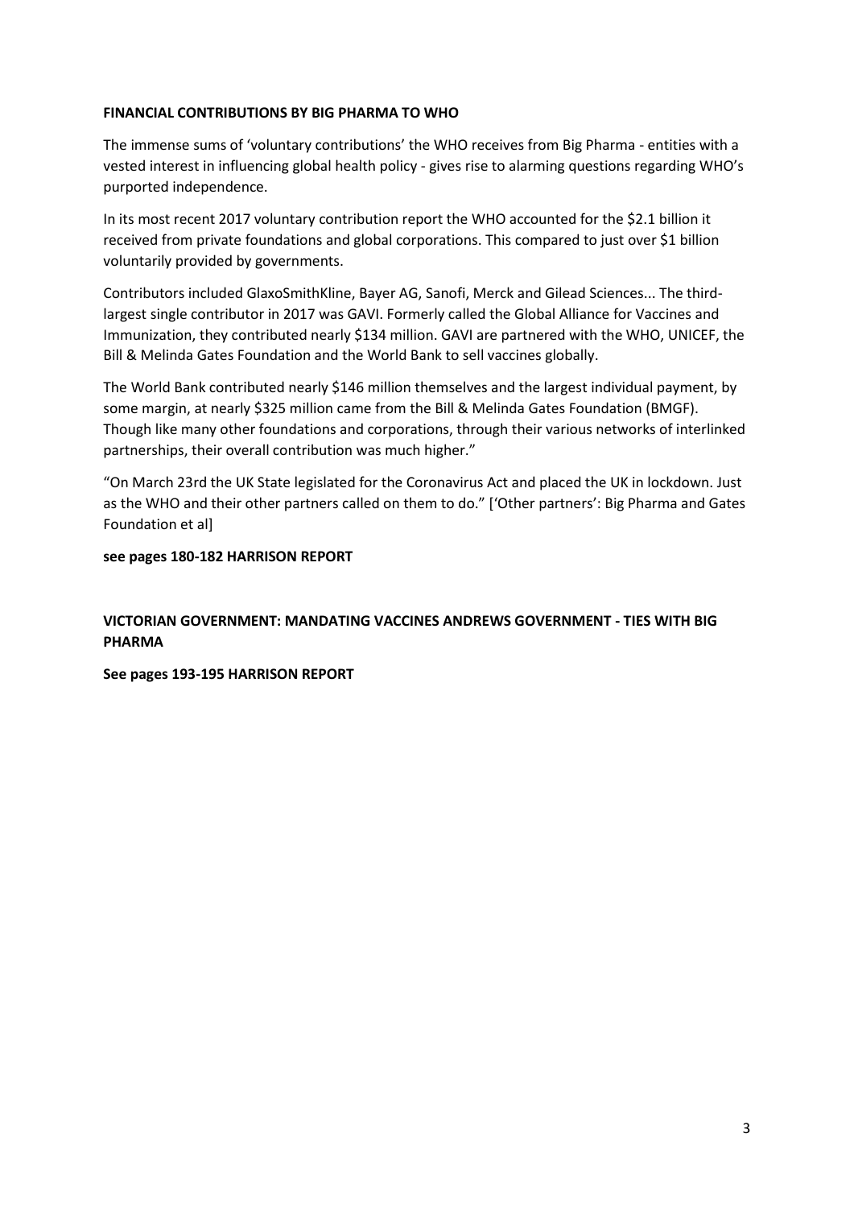**FINANCIAL CONTRIBUTIONS BY BIG PHARMA TO WHO**

The immense sums of 'voluntary contributions' the WHO receives from Big Pharma - entities with a vested interest in influencing global health policy - gives rise to alarming questions regarding WHO's purported independence.

In its most recent 2017 voluntary contribution report the WHO accounted for the $2.1 billion it received from private foundations and global corporations. This compared to just over $1 billion voluntarily provided by governments.

Contributors included GlaxoSmithKline, Bayer AG, Sanofi, Merck and Gilead Sciences... The third-largest single contributor in 2017 was GAVI. Formerly called the Global Alliance for Vaccines and Immunization, they contributed nearly $134 million. GAVI are partnered with the WHO, UNICEF, the Bill & Melinda Gates Foundation and the World Bank to sell vaccines globally.

The World Bank contributed nearly $146 million themselves and the largest individual payment, by some margin, at nearly $325 million came from the Bill & Melinda Gates Foundation (BMGF). Though like many other foundations and corporations, through their various networks of interlinked partnerships, their overall contribution was much higher."

"On March 23rd the UK State legislated for the Coronavirus Act and placed the UK in lockdown. Just as the WHO and their other partners called on them to do." ['Other partners': Big Pharma and Gates Foundation et al]

**see pages 180-182 HARRISON REPORT**

**VICTORIAN GOVERNMENT: MANDATING VACCINES ANDREWS GOVERNMENT - TIES WITH BIG PHARMA**

**See pages 193-195 HARRISON REPORT**